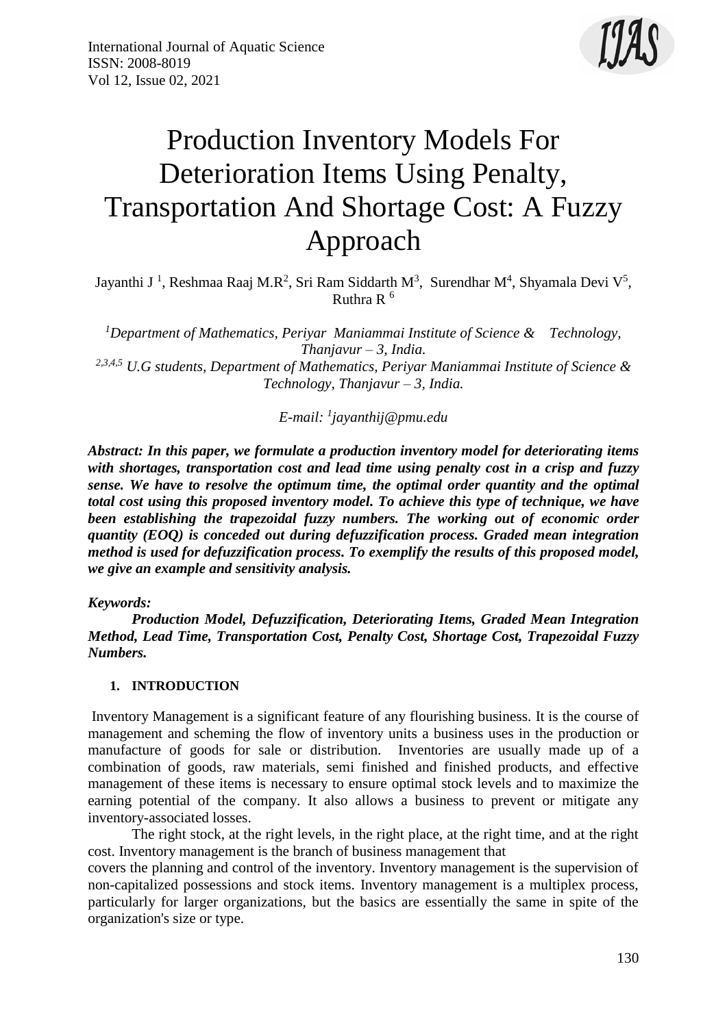# Production Inventory Models For Deterioration Items Using Penalty, Transportation And Shortage Cost: A Fuzzy Approach

Jayanthi J [1], Reshmaa Raaj M.R[2], Sri Ram Siddarth M[3], Surendhar M[4], Shyamala Devi V[5], Ruthra R [6]

*[1]Department of Mathematics, Periyar Maniammai Institute of Science & Technology, Thanjavur – 3, India.*
*[2,3,4,5] U.G students, Department of Mathematics, Periyar Maniammai Institute of Science & Technology, Thanjavur – 3, India.*

*E-mail: [1]jayanthij@pmu.edu*

***Abstract: In this paper, we formulate a production inventory model for deteriorating items with shortages, transportation cost and lead time using penalty cost in a crisp and fuzzy sense. We have to resolve the optimum time, the optimal order quantity and the optimal total cost using this proposed inventory model. To achieve this type of technique, we have been establishing the trapezoidal fuzzy numbers. The working out of economic order quantity (EOQ) is conceded out during defuzzification process. Graded mean integration method is used for defuzzification process. To exemplify the results of this proposed model, we give an example and sensitivity analysis.***

***Keywords:***

***Production Model, Defuzzification, Deteriorating Items, Graded Mean Integration Method, Lead Time, Transportation Cost, Penalty Cost, Shortage Cost, Trapezoidal Fuzzy Numbers.***

## 1. INTRODUCTION

Inventory Management is a significant feature of any flourishing business. It is the course of management and scheming the flow of inventory units a business uses in the production or manufacture of goods for sale or distribution. Inventories are usually made up of a combination of goods, raw materials, semi finished and finished products, and effective management of these items is necessary to ensure optimal stock levels and to maximize the earning potential of the company. It also allows a business to prevent or mitigate any inventory-associated losses.

The right stock, at the right levels, in the right place, at the right time, and at the right cost. Inventory management is the branch of business management that covers the planning and control of the inventory. Inventory management is the supervision of non-capitalized possessions and stock items. Inventory management is a multiplex process, particularly for larger organizations, but the basics are essentially the same in spite of the organization's size or type.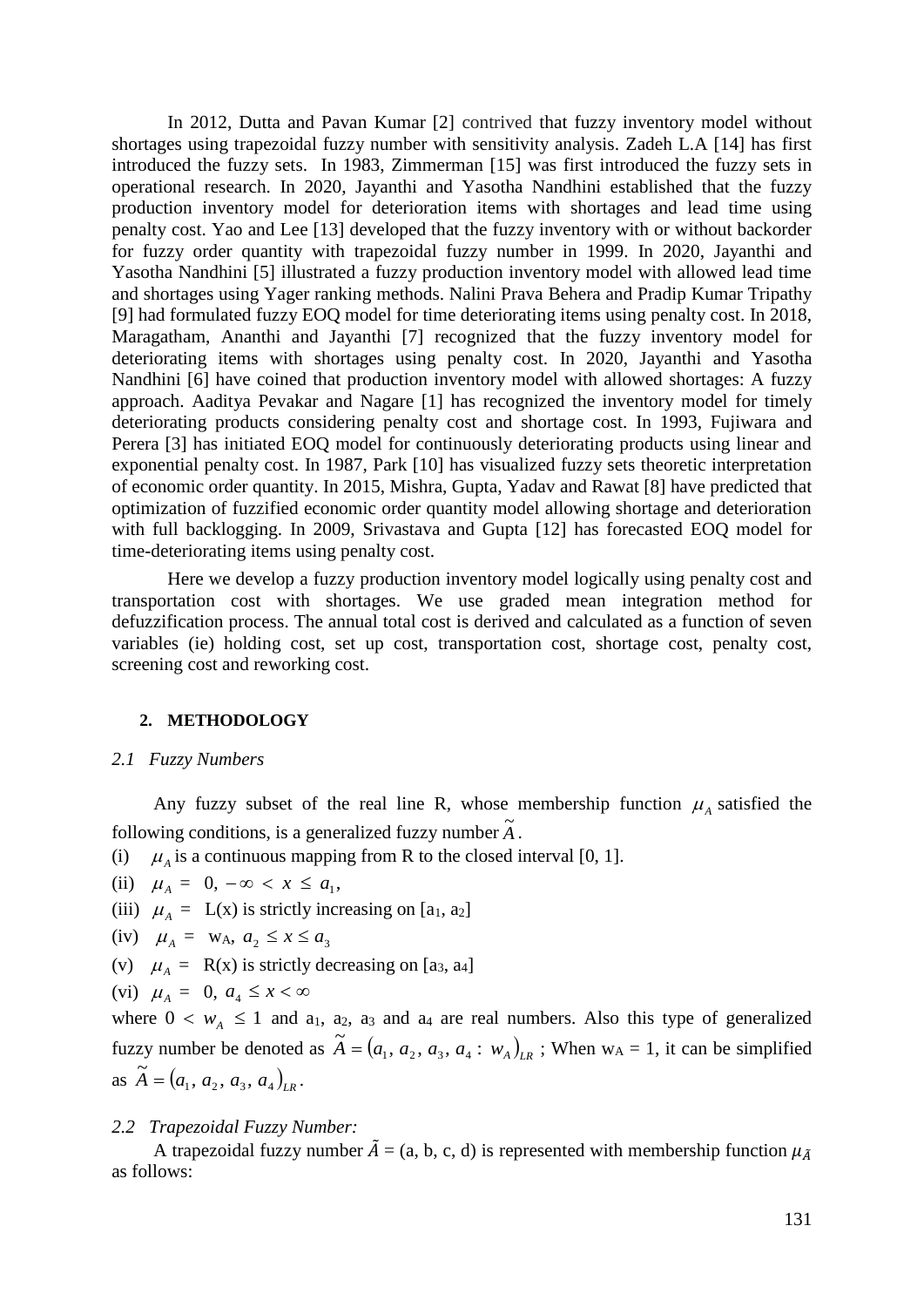In 2012, Dutta and Pavan Kumar [2] contrived that fuzzy inventory model without shortages using trapezoidal fuzzy number with sensitivity analysis. Zadeh L.A [14] has first introduced the fuzzy sets. In 1983, Zimmerman [15] was first introduced the fuzzy sets in operational research. In 2020, Jayanthi and Yasotha Nandhini established that the fuzzy production inventory model for deterioration items with shortages and lead time using penalty cost. Yao and Lee [13] developed that the fuzzy inventory with or without backorder for fuzzy order quantity with trapezoidal fuzzy number in 1999. In 2020, Jayanthi and Yasotha Nandhini [5] illustrated a fuzzy production inventory model with allowed lead time and shortages using Yager ranking methods. Nalini Prava Behera and Pradip Kumar Tripathy [9] had formulated fuzzy EOQ model for time deteriorating items using penalty cost. In 2018, Maragatham, Ananthi and Jayanthi [7] recognized that the fuzzy inventory model for deteriorating items with shortages using penalty cost. In 2020, Jayanthi and Yasotha Nandhini [6] have coined that production inventory model with allowed shortages: A fuzzy approach. Aaditya Pevakar and Nagare [1] has recognized the inventory model for timely deteriorating products considering penalty cost and shortage cost. In 1993, Fujiwara and Perera [3] has initiated EOQ model for continuously deteriorating products using linear and exponential penalty cost. In 1987, Park [10] has visualized fuzzy sets theoretic interpretation of economic order quantity. In 2015, Mishra, Gupta, Yadav and Rawat [8] have predicted that optimization of fuzzified economic order quantity model allowing shortage and deterioration with full backlogging. In 2009, Srivastava and Gupta [12] has forecasted EOQ model for time-deteriorating items using penalty cost.

Here we develop a fuzzy production inventory model logically using penalty cost and transportation cost with shortages. We use graded mean integration method for defuzzification process. The annual total cost is derived and calculated as a function of seven variables (ie) holding cost, set up cost, transportation cost, shortage cost, penalty cost, screening cost and reworking cost.

## 2. METHODOLOGY

### *2.1 Fuzzy Numbers*

Any fuzzy subset of the real line R, whose membership function $\mu_A$ satisfied the following conditions, is a generalized fuzzy number $\tilde{A}$.

(i) $\mu_A$ is a continuous mapping from R to the closed interval [0, 1].

(ii) $\mu_A = 0, -\infty < x \le a_1$,

(iii) $\mu_A =$ L(x) is strictly increasing on $[a_1, a_2]$

(iv) $\mu_A = w_A,\ a_2 \le x \le a_3$

(v) $\mu_A =$ R(x) is strictly decreasing on $[a_3, a_4]$

(vi) $\mu_A = 0,\ a_4 \le x < \infty$

where $0 < w_A \le 1$ and $a_1$, $a_2$, $a_3$ and $a_4$ are real numbers. Also this type of generalized fuzzy number be denoted as $\tilde{A} = (a_1, a_2, a_3, a_4 : w_A)_{LR}$ ; When $w_A = 1$, it can be simplified as $\tilde{A} = (a_1, a_2, a_3, a_4)_{LR}$.

### *2.2 Trapezoidal Fuzzy Number:*

A trapezoidal fuzzy number $\tilde{A}$ = (a, b, c, d) is represented with membership function $\mu_{\tilde{A}}$ as follows: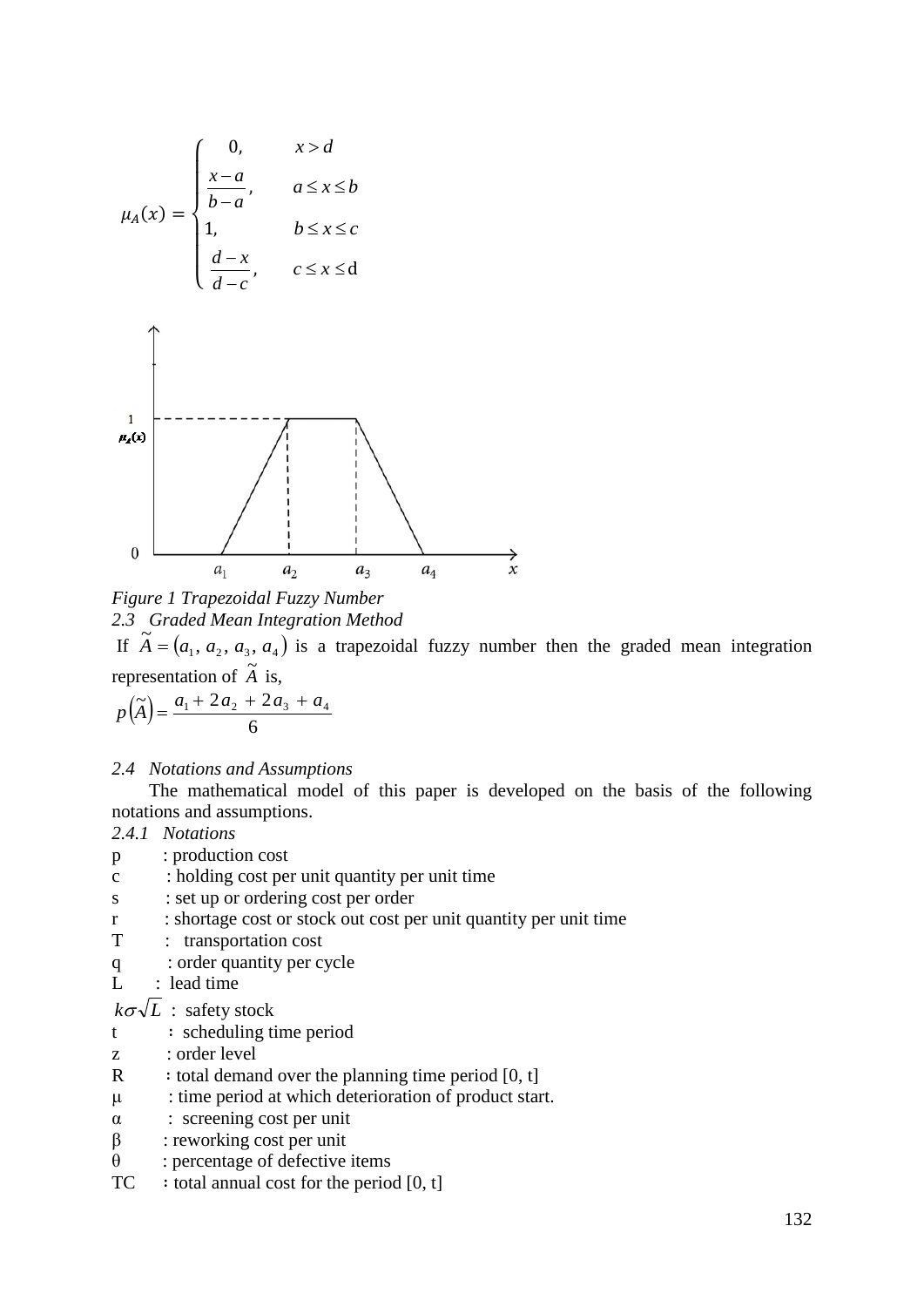$$
\mu_A(x) = \begin{cases} 0, & x > d \\ \dfrac{x-a}{b-a}, & a \le x \le b \\ 1, & b \le x \le c \\ \dfrac{d-x}{d-c}, & c \le x \le \mathrm{d} \end{cases}
$$

*Figure 1 Trapezoidal Fuzzy Number*

### *2.3 Graded Mean Integration Method*

If $\tilde{A} = (a_1, a_2, a_3, a_4)$ is a trapezoidal fuzzy number then the graded mean integration representation of $\tilde{A}$ is,

$$
p(\tilde{A}) = \frac{a_1 + 2a_2 + 2a_3 + a_4}{6}
$$

### *2.4 Notations and Assumptions*

The mathematical model of this paper is developed on the basis of the following notations and assumptions.

#### *2.4.1 Notations*

p : production cost
c : holding cost per unit quantity per unit time
s : set up or ordering cost per order
r : shortage cost or stock out cost per unit quantity per unit time
T : transportation cost
q : order quantity per cycle
L : lead time
$k\sigma\sqrt{L}$ : safety stock
t : scheduling time period
z : order level
R : total demand over the planning time period [0, t]
μ : time period at which deterioration of product start.
α : screening cost per unit
β : reworking cost per unit
θ : percentage of defective items
TC : total annual cost for the period [0, t]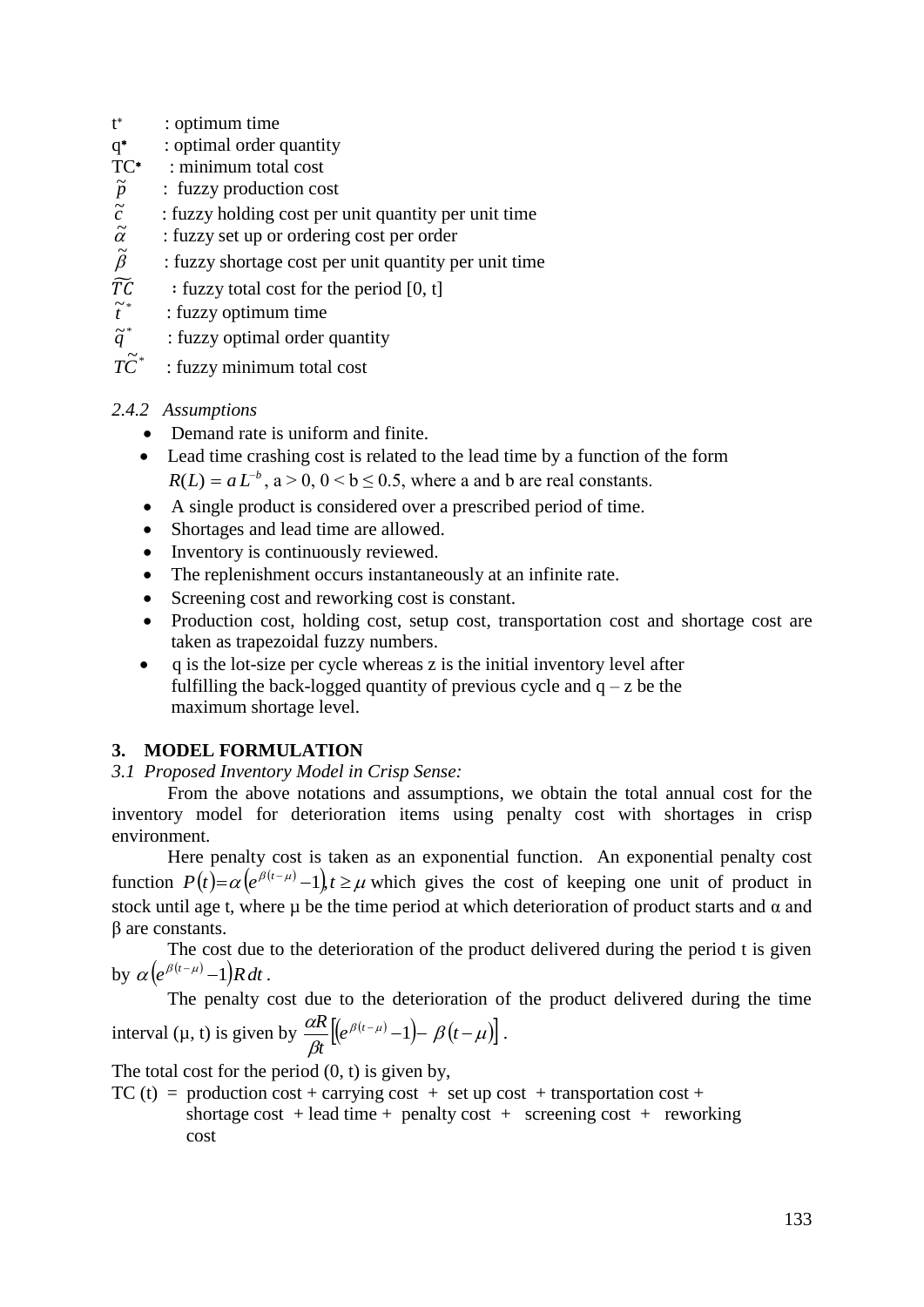$t^*$ : optimum time

$q^*$ : optimal order quantity

$TC^*$ : minimum total cost

$\tilde{p}$ : fuzzy production cost

$\tilde{c}$ : fuzzy holding cost per unit quantity per unit time

$\tilde{\alpha}$ : fuzzy set up or ordering cost per order

$\tilde{\beta}$ : fuzzy shortage cost per unit quantity per unit time

$\widetilde{TC}$ : fuzzy total cost for the period [0, t]

$\tilde{t}^*$ : fuzzy optimum time

$\tilde{q}^*$ : fuzzy optimal order quantity

$\widetilde{TC}^*$ : fuzzy minimum total cost

*2.4.2 Assumptions*

- Demand rate is uniform and finite.
- Lead time crashing cost is related to the lead time by a function of the form $R(L) = a\,L^{-b}$, a > 0, 0 < b ≤ 0.5, where a and b are real constants.
- A single product is considered over a prescribed period of time.
- Shortages and lead time are allowed.
- Inventory is continuously reviewed.
- The replenishment occurs instantaneously at an infinite rate.
- Screening cost and reworking cost is constant.
- Production cost, holding cost, setup cost, transportation cost and shortage cost are taken as trapezoidal fuzzy numbers.
- q is the lot-size per cycle whereas z is the initial inventory level after fulfilling the back-logged quantity of previous cycle and q – z be the maximum shortage level.

## 3. MODEL FORMULATION

*3.1 Proposed Inventory Model in Crisp Sense:*

From the above notations and assumptions, we obtain the total annual cost for the inventory model for deterioration items using penalty cost with shortages in crisp environment.

Here penalty cost is taken as an exponential function. An exponential penalty cost function $P(t)=\alpha\left(e^{\beta(t-\mu)}-1\right), t \geq \mu$ which gives the cost of keeping one unit of product in stock until age t, where μ be the time period at which deterioration of product starts and α and β are constants.

The cost due to the deterioration of the product delivered during the period t is given by $\alpha\left(e^{\beta(t-\mu)}-1\right)R\,dt$.

The penalty cost due to the deterioration of the product delivered during the time interval (μ, t) is given by $\frac{\alpha R}{\beta t}\left[\left(e^{\beta(t-\mu)}-1\right)-\beta(t-\mu)\right]$.

The total cost for the period (0, t) is given by,

TC (t) = production cost + carrying cost + set up cost + transportation cost + shortage cost + lead time + penalty cost + screening cost + reworking cost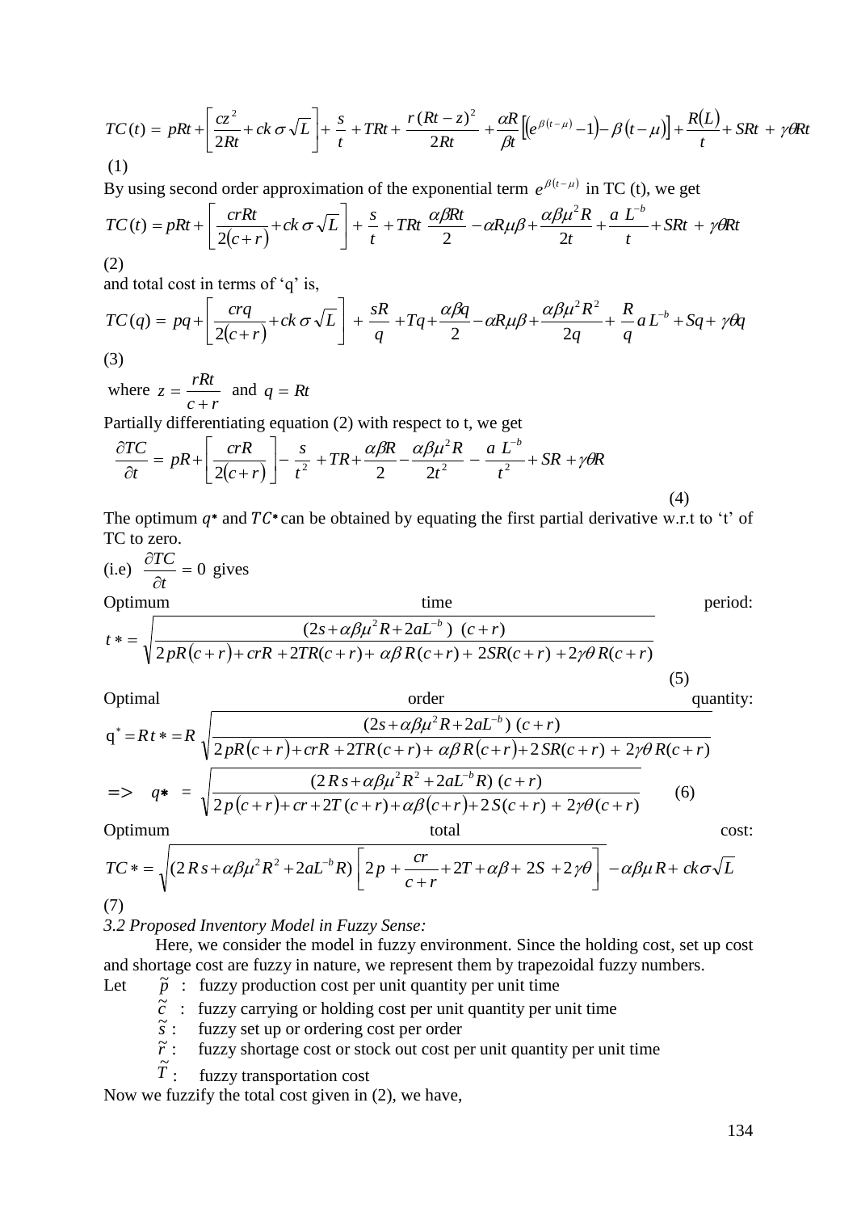$$TC(t) = pRt + \left[\frac{cz^2}{2Rt} + ck\,\sigma\sqrt{L}\right] + \frac{s}{t} + TRt + \frac{r\,(Rt-z)^2}{2Rt} + \frac{\alpha R}{\beta t}\left[\left(e^{\beta(t-\mu)}-1\right) - \beta\,(t-\mu)\right] + \frac{R(L)}{t} + SRt + \gamma\theta Rt$$

(1)

By using second order approximation of the exponential term $e^{\beta(t-\mu)}$ in TC (t), we get

$$TC(t) = pRt + \left[\frac{crRt}{2(c+r)} + ck\,\sigma\sqrt{L}\right] + \frac{s}{t} + TRt\ \frac{\alpha\beta Rt}{2} - \alpha R\mu\beta + \frac{\alpha\beta\mu^2 R}{2t} + \frac{a\ L^{-b}}{t} + SRt + \gamma\theta Rt$$

(2)

and total cost in terms of 'q' is,

$$TC(q) = pq + \left[\frac{crq}{2(c+r)} + ck\,\sigma\sqrt{L}\right] + \frac{sR}{q} + Tq + \frac{\alpha\beta q}{2} - \alpha R\mu\beta + \frac{\alpha\beta\mu^2 R^2}{2q} + \frac{R}{q}a\,L^{-b} + Sq + \gamma\theta q$$

(3)

where $z = \dfrac{rRt}{c+r}$ and $q = Rt$

Partially differentiating equation (2) with respect to t, we get

$$\frac{\partial TC}{\partial t} = pR + \left[\frac{crR}{2(c+r)}\right] - \frac{s}{t^2} + TR + \frac{\alpha\beta R}{2} - \frac{\alpha\beta\mu^2 R}{2t^2} - \frac{a\ L^{-b}}{t^2} + SR + \gamma\theta R \tag{4}$$

The optimum $q*$ and $TC*$ can be obtained by equating the first partial derivative w.r.t to 't' of TC to zero.

(i.e) $\dfrac{\partial TC}{\partial t} = 0$ gives

Optimum time period:

$$t* = \sqrt{\frac{(2s + \alpha\beta\mu^2 R + 2aL^{-b})\ (c+r)}{2pR(c+r) + crR + 2TR(c+r) + \alpha\beta R(c+r) + 2SR(c+r) + 2\gamma\theta R(c+r)}} \tag{5}$$

Optimal order quantity:

$$q^* = Rt* = R\sqrt{\frac{(2s + \alpha\beta\mu^2 R + 2aL^{-b})\ (c+r)}{2pR(c+r) + crR + 2TR(c+r) + \alpha\beta R(c+r) + 2SR(c+r) + 2\gamma\theta R(c+r)}}$$

$$\Rightarrow \quad q* = \sqrt{\frac{(2Rs + \alpha\beta\mu^2 R^2 + 2aL^{-b}R)\ (c+r)}{2p(c+r) + cr + 2T(c+r) + \alpha\beta(c+r) + 2S(c+r) + 2\gamma\theta(c+r)}} \tag{6}$$

Optimum total cost:

$$TC* = \sqrt{(2Rs + \alpha\beta\mu^2 R^2 + 2aL^{-b}R)\left[2p + \frac{cr}{c+r} + 2T + \alpha\beta + 2S + 2\gamma\theta\right]} - \alpha\beta\mu R + ck\sigma\sqrt{L}$$

(7)

*3.2 Proposed Inventory Model in Fuzzy Sense:*

Here, we consider the model in fuzzy environment. Since the holding cost, set up cost and shortage cost are fuzzy in nature, we represent them by trapezoidal fuzzy numbers.

Let
- $\tilde{p}$ : fuzzy production cost per unit quantity per unit time
- $\tilde{c}$ : fuzzy carrying or holding cost per unit quantity per unit time
- $\tilde{s}$ : fuzzy set up or ordering cost per order
- $\tilde{r}$ : fuzzy shortage cost or stock out cost per unit quantity per unit time
- $\tilde{T}$ : fuzzy transportation cost

Now we fuzzify the total cost given in (2), we have,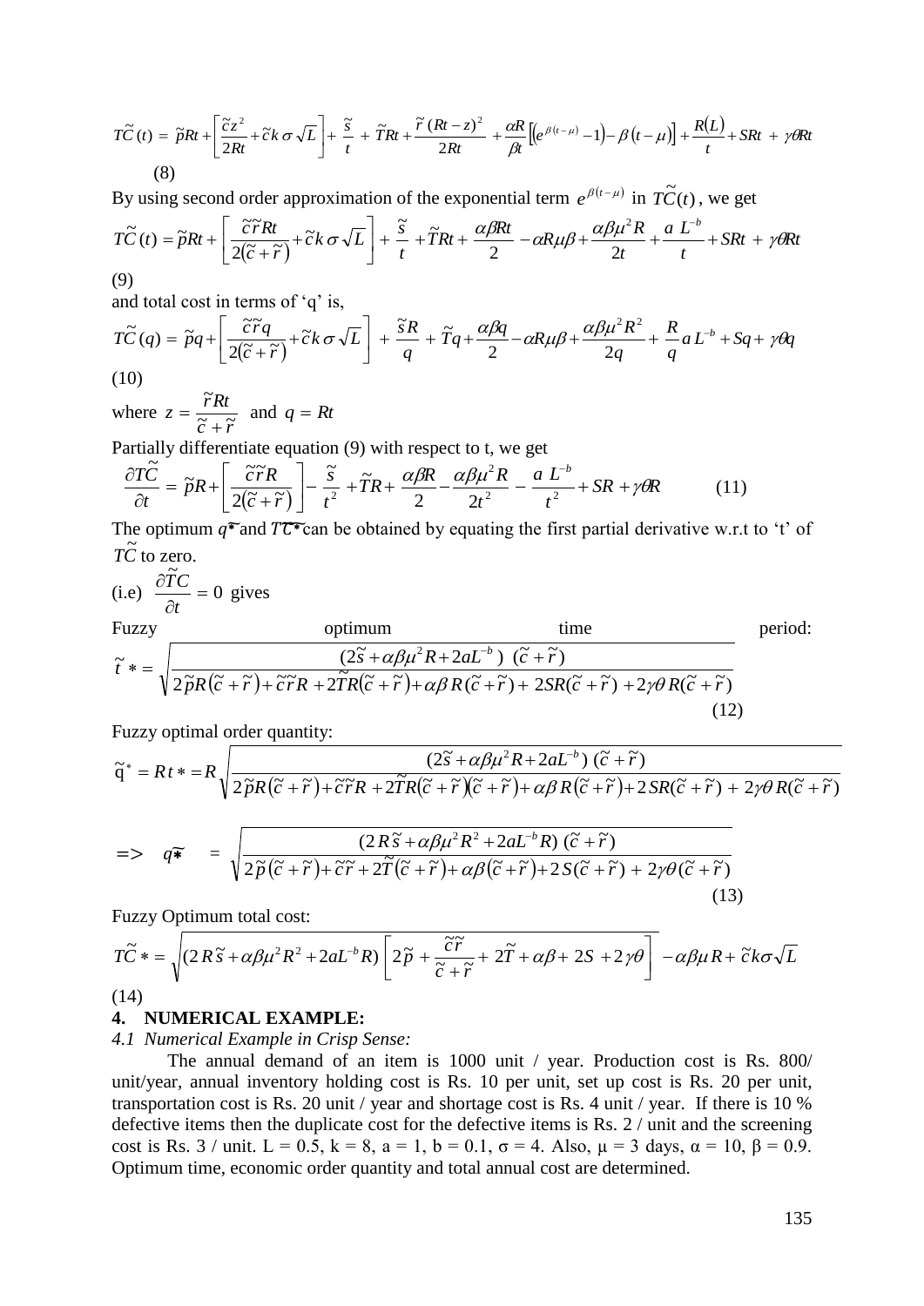$$\tilde{TC}(t) = \tilde{p}Rt + \left[\frac{\tilde{c}z^2}{2Rt} + \tilde{c}k\,\sigma\sqrt{L}\right] + \frac{\tilde{s}}{t} + \tilde{T}Rt + \frac{\tilde{r}\,(Rt-z)^2}{2Rt} + \frac{\alpha R}{\beta t}\left[\left(e^{\beta(t-\mu)}-1\right) - \beta\,(t-\mu)\right] + \frac{R(L)}{t} + SRt + \gamma\theta Rt$$

(8)

By using second order approximation of the exponential term $e^{\beta(t-\mu)}$ in $\tilde{TC}(t)$, we get

$$\tilde{TC}(t) = \tilde{p}Rt + \left[\frac{\tilde{c}\tilde{r}Rt}{2(\tilde{c}+\tilde{r})} + \tilde{c}k\,\sigma\sqrt{L}\right] + \frac{\tilde{s}}{t} + \tilde{T}Rt + \frac{\alpha\beta Rt}{2} - \alpha R\mu\beta + \frac{\alpha\beta\mu^2 R}{2t} + \frac{a\,L^{-b}}{t} + SRt + \gamma\theta Rt$$

(9)

and total cost in terms of 'q' is,

$$\tilde{TC}(q) = \tilde{p}q + \left[\frac{\tilde{c}\tilde{r}q}{2(\tilde{c}+\tilde{r})} + \tilde{c}k\,\sigma\sqrt{L}\right] + \frac{\tilde{s}R}{q} + \tilde{T}q + \frac{\alpha\beta q}{2} - \alpha R\mu\beta + \frac{\alpha\beta\mu^2 R^2}{2q} + \frac{R}{q}a\,L^{-b} + Sq + \gamma\theta q$$

(10)

where $z = \dfrac{\tilde{r}Rt}{\tilde{c}+\tilde{r}}$ and $q = Rt$

Partially differentiate equation (9) with respect to t, we get

$$\frac{\partial \tilde{TC}}{\partial t} = \tilde{p}R + \left[\frac{\tilde{c}\tilde{r}R}{2(\tilde{c}+\tilde{r})}\right] - \frac{\tilde{s}}{t^2} + \tilde{T}R + \frac{\alpha\beta R}{2} - \frac{\alpha\beta\mu^2 R}{2t^2} - \frac{a\,L^{-b}}{t^2} + SR + \gamma\theta R \qquad (11)$$

The optimum $\tilde{q*}$ and $\tilde{TC*}$ can be obtained by equating the first partial derivative w.r.t to 't' of $\tilde{TC}$ to zero.

(i.e) $\dfrac{\partial \tilde{TC}}{\partial t} = 0$ gives

Fuzzy optimum time period:

$$\tilde{t}* = \sqrt{\frac{(2\tilde{s} + \alpha\beta\mu^2 R + 2aL^{-b})\ (\tilde{c}+\tilde{r})}{2\tilde{p}R(\tilde{c}+\tilde{r}) + \tilde{c}\tilde{r}R + 2\tilde{T}R(\tilde{c}+\tilde{r}) + \alpha\beta\,R(\tilde{c}+\tilde{r}) + 2SR(\tilde{c}+\tilde{r}) + 2\gamma\theta\,R(\tilde{c}+\tilde{r})}} \qquad (12)$$

Fuzzy optimal order quantity:

$$\tilde{q}^* = Rt* = R\sqrt{\frac{(2\tilde{s} + \alpha\beta\mu^2 R + 2aL^{-b})\ (\tilde{c}+\tilde{r})}{2\tilde{p}R(\tilde{c}+\tilde{r}) + \tilde{c}\tilde{r}R + 2\tilde{T}R(\tilde{c}+\tilde{r})(\tilde{c}+\tilde{r}) + \alpha\beta\,R(\tilde{c}+\tilde{r}) + 2\,SR(\tilde{c}+\tilde{r}) + 2\gamma\theta\,R(\tilde{c}+\tilde{r})}}$$

$$\Rightarrow \quad \tilde{q*} = \sqrt{\frac{(2\,R\tilde{s} + \alpha\beta\mu^2 R^2 + 2aL^{-b}R)\ (\tilde{c}+\tilde{r})}{2\tilde{p}(\tilde{c}+\tilde{r}) + \tilde{c}\tilde{r} + 2\tilde{T}(\tilde{c}+\tilde{r}) + \alpha\beta(\tilde{c}+\tilde{r}) + 2\,S(\tilde{c}+\tilde{r}) + 2\gamma\theta(\tilde{c}+\tilde{r})}} \qquad (13)$$

Fuzzy Optimum total cost:

$$\tilde{TC}* = \sqrt{(2\,R\tilde{s} + \alpha\beta\mu^2 R^2 + 2aL^{-b}R)\left[2\tilde{p} + \frac{\tilde{c}\tilde{r}}{\tilde{c}+\tilde{r}} + 2\tilde{T} + \alpha\beta + 2S + 2\gamma\theta\right]} - \alpha\beta\mu R + \tilde{c}k\sigma\sqrt{L}$$

(14)

## 4. NUMERICAL EXAMPLE:

### *4.1 Numerical Example in Crisp Sense:*

The annual demand of an item is 1000 unit / year. Production cost is Rs. 800/ unit/year, annual inventory holding cost is Rs. 10 per unit, set up cost is Rs. 20 per unit, transportation cost is Rs. 20 unit / year and shortage cost is Rs. 4 unit / year. If there is 10 % defective items then the duplicate cost for the defective items is Rs. 2 / unit and the screening cost is Rs. 3 / unit. $L = 0.5$, $k = 8$, $a = 1$, $b = 0.1$, $\sigma = 4$. Also, $\mu = 3$ days, $\alpha = 10$, $\beta = 0.9$. Optimum time, economic order quantity and total annual cost are determined.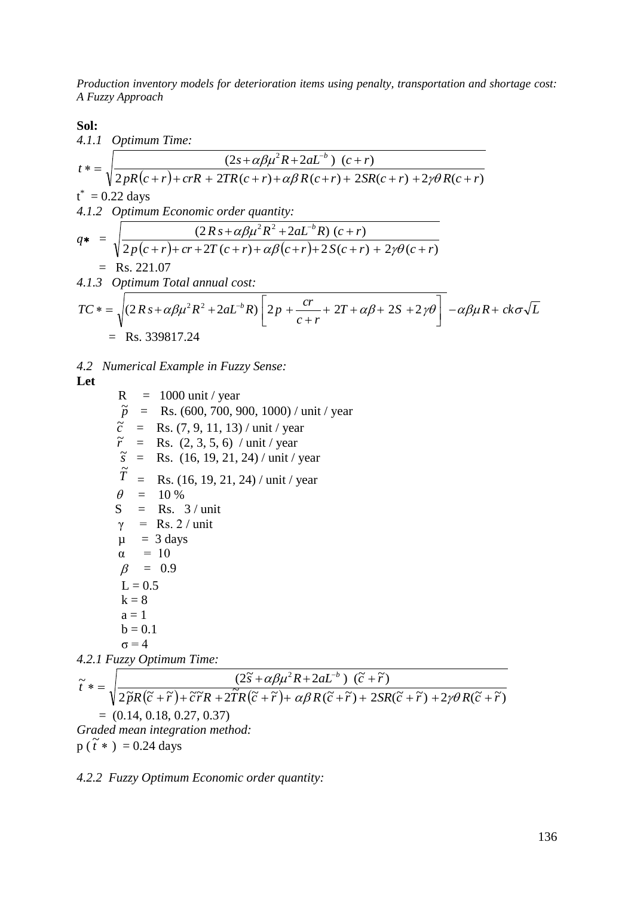**Sol:**

*4.1.1 Optimum Time:*

$$t* = \sqrt{\frac{(2s + \alpha\beta\mu^2 R + 2aL^{-b})\ (c+r)}{2pR(c+r) + crR\ +\ 2TR(c+r) + \alpha\beta R(c+r) +\ 2SR(c+r)\ + 2\gamma\theta R(c+r)}}$$

$t^* = 0.22$ days

*4.1.2 Optimum Economic order quantity:*

$$q* \ = \ \sqrt{\frac{(2Rs + \alpha\beta\mu^2 R^2 + 2aL^{-b}R)\ (c+r)}{2p(c+r) + cr + 2T(c+r) + \alpha\beta(c+r) + 2S(c+r)\ +\ 2\gamma\theta(c+r)}}$$

$= \ \text{Rs. } 221.07$

*4.1.3 Optimum Total annual cost:*

$$TC* = \sqrt{(2Rs + \alpha\beta\mu^2 R^2 + 2aL^{-b}R)\left[2p + \frac{cr}{c+r} + \ 2T + \alpha\beta + \ 2S\ + 2\gamma\theta\right]} - \alpha\beta\mu R + ck\sigma\sqrt{L}$$

$= \ \text{Rs. } 339817.24$

*4.2 Numerical Example in Fuzzy Sense:*

**Let**

- $R \ = \ 1000$ unit / year
- $\tilde{p} \ = \ $ Rs. (600, 700, 900, 1000) / unit / year
- $\tilde{c} \ = \ $ Rs. (7, 9, 11, 13) / unit / year
- $\tilde{r} \ = \ $ Rs. (2, 3, 5, 6) / unit / year
- $\tilde{s} \ = \ $ Rs. (16, 19, 21, 24) / unit / year
- $\tilde{T} \ = \ $ Rs. (16, 19, 21, 24) / unit / year
- $\theta \ = \ 10\ \%$
- $S \ = \ $ Rs. 3 / unit
- $\gamma \ = \ $ Rs. 2 / unit
- $\mu \ = \ 3$ days
- $\alpha \ = \ 10$
- $\beta \ = \ 0.9$
- $L = 0.5$
- $k = 8$
- $a = 1$
- $b = 0.1$
- $\sigma = 4$

*4.2.1 Fuzzy Optimum Time:*

$$\tilde{t}* = \sqrt{\frac{(2\tilde{s} + \alpha\beta\mu^2 R + 2aL^{-b})\ (\tilde{c} + \tilde{r})}{2\tilde{p}R(\tilde{c} + \tilde{r}) + \tilde{c}\tilde{r}R + 2\tilde{T}R(\tilde{c} + \tilde{r}) + \ \alpha\beta R(\tilde{c} + \tilde{r}) +\ 2SR(\tilde{c} + \tilde{r})\ + 2\gamma\theta R(\tilde{c} + \tilde{r})}}$$

$= \ (0.14, 0.18, 0.27, 0.37)$

*Graded mean integration method:*

$p\ (\tilde{t}*) \ = 0.24$ days

*4.2.2 Fuzzy Optimum Economic order quantity:*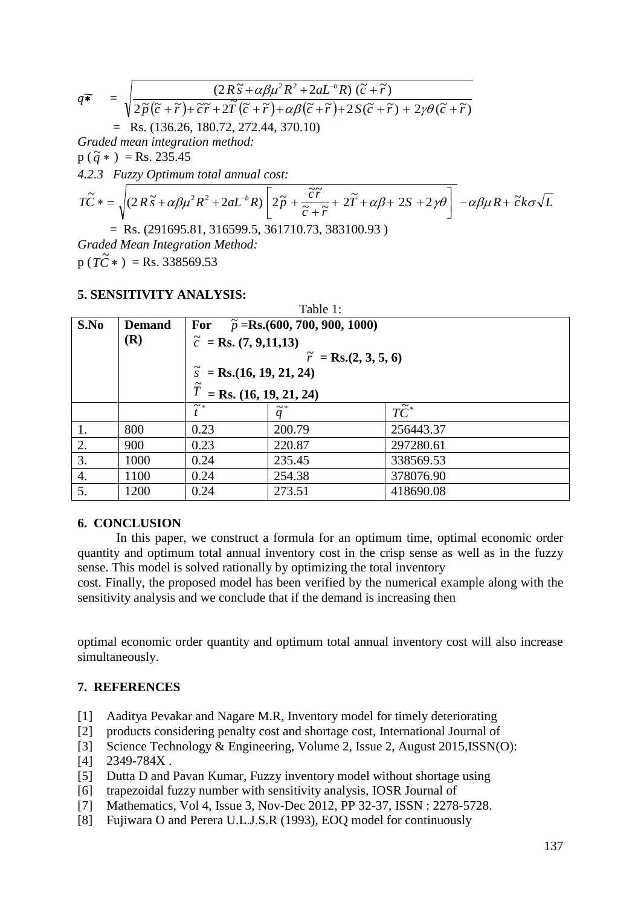$$q\widetilde{*} = \sqrt{\frac{(2R\tilde{s}+\alpha\beta\mu^2R^2+2aL^{-b}R)\,(\tilde{c}+\tilde{r})}{2\tilde{p}(\tilde{c}+\tilde{r})+\tilde{c}\tilde{r}+2\tilde{T}(\tilde{c}+\tilde{r})+\alpha\beta(\tilde{c}+\tilde{r})+2S(\tilde{c}+\tilde{r})+2\gamma\theta(\tilde{c}+\tilde{r})}}$$

= Rs. (136.26, 180.72, 272.44, 370.10)

*Graded mean integration method:*

$p(\tilde{q}*)$ = Rs. 235.45

*4.2.3 Fuzzy Optimum total annual cost:*

$$\tilde{TC}* = \sqrt{(2R\tilde{s}+\alpha\beta\mu^2R^2+2aL^{-b}R)\left[2\tilde{p}+\frac{\tilde{c}\tilde{r}}{\tilde{c}+\tilde{r}}+2\tilde{T}+\alpha\beta+2S+2\gamma\theta\right]} - \alpha\beta\mu R + \tilde{c}k\sigma\sqrt{L}$$

= Rs. (291695.81, 316599.5, 361710.73, 383100.93 )

*Graded Mean Integration Method:*

$p(\tilde{TC}*)$ = Rs. 338569.53

## 5. SENSITIVITY ANALYSIS:

Table 1:

| S.No | Demand (R) | For $\tilde{p}$ =Rs.(600, 700, 900, 1000) $\tilde{c}$ = Rs. (7, 9,11,13) $\tilde{r}$ = Rs.(2, 3, 5, 6) $\tilde{s}$ = Rs.(16, 19, 21, 24) $\tilde{T}$ = Rs. (16, 19, 21, 24) | | |
|---|---|---|---|---|
| | | $\tilde{t}^*$ | $\tilde{q}^*$ | $\tilde{TC}^*$ |
| 1. | 800 | 0.23 | 200.79 | 256443.37 |
| 2. | 900 | 0.23 | 220.87 | 297280.61 |
| 3. | 1000 | 0.24 | 235.45 | 338569.53 |
| 4. | 1100 | 0.24 | 254.38 | 378076.90 |
| 5. | 1200 | 0.24 | 273.51 | 418690.08 |

## 6. CONCLUSION

In this paper, we construct a formula for an optimum time, optimal economic order quantity and optimum total annual inventory cost in the crisp sense as well as in the fuzzy sense. This model is solved rationally by optimizing the total inventory cost. Finally, the proposed model has been verified by the numerical example along with the sensitivity analysis and we conclude that if the demand is increasing then optimal economic order quantity and optimum total annual inventory cost will also increase simultaneously.

## 7. REFERENCES

[1] Aaditya Pevakar and Nagare M.R, Inventory model for timely deteriorating
[2] products considering penalty cost and shortage cost, International Journal of
[3] Science Technology & Engineering, Volume 2, Issue 2, August 2015,ISSN(O):
[4] 2349-784X .
[5] Dutta D and Pavan Kumar, Fuzzy inventory model without shortage using
[6] trapezoidal fuzzy number with sensitivity analysis, IOSR Journal of
[7] Mathematics, Vol 4, Issue 3, Nov-Dec 2012, PP 32-37, ISSN : 2278-5728.
[8] Fujiwara O and Perera U.L.J.S.R (1993), EOQ model for continuously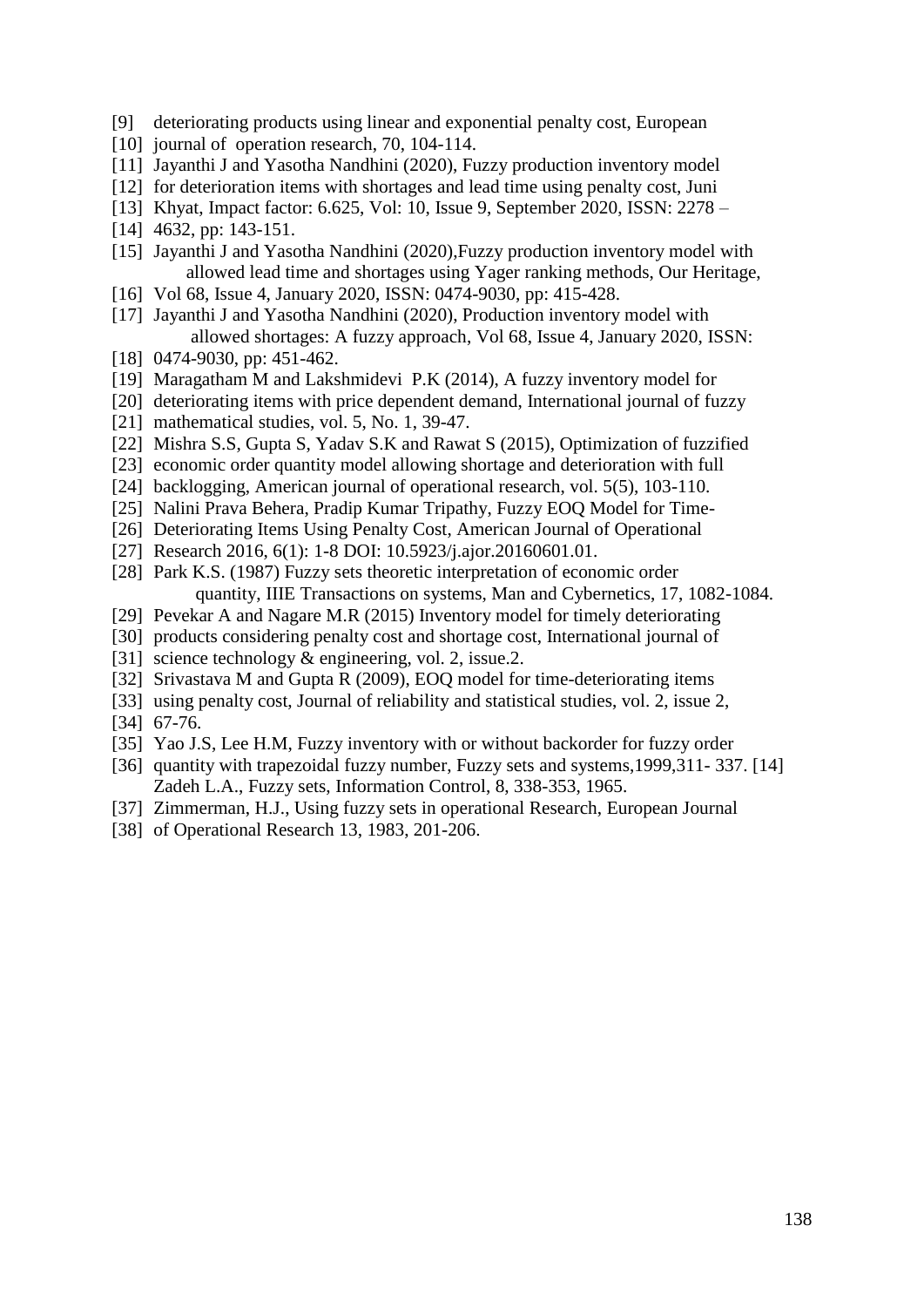[9] deteriorating products using linear and exponential penalty cost, European
[10] journal of operation research, 70, 104-114.
[11] Jayanthi J and Yasotha Nandhini (2020), Fuzzy production inventory model
[12] for deterioration items with shortages and lead time using penalty cost, Juni
[13] Khyat, Impact factor: 6.625, Vol: 10, Issue 9, September 2020, ISSN: 2278 –
[14] 4632, pp: 143-151.
[15] Jayanthi J and Yasotha Nandhini (2020),Fuzzy production inventory model with allowed lead time and shortages using Yager ranking methods, Our Heritage,
[16] Vol 68, Issue 4, January 2020, ISSN: 0474-9030, pp: 415-428.
[17] Jayanthi J and Yasotha Nandhini (2020), Production inventory model with allowed shortages: A fuzzy approach, Vol 68, Issue 4, January 2020, ISSN:
[18] 0474-9030, pp: 451-462.
[19] Maragatham M and Lakshmidevi P.K (2014), A fuzzy inventory model for
[20] deteriorating items with price dependent demand, International journal of fuzzy
[21] mathematical studies, vol. 5, No. 1, 39-47.
[22] Mishra S.S, Gupta S, Yadav S.K and Rawat S (2015), Optimization of fuzzified
[23] economic order quantity model allowing shortage and deterioration with full
[24] backlogging, American journal of operational research, vol. 5(5), 103-110.
[25] Nalini Prava Behera, Pradip Kumar Tripathy, Fuzzy EOQ Model for Time-
[26] Deteriorating Items Using Penalty Cost, American Journal of Operational
[27] Research 2016, 6(1): 1-8 DOI: 10.5923/j.ajor.20160601.01.
[28] Park K.S. (1987) Fuzzy sets theoretic interpretation of economic order quantity, IIIE Transactions on systems, Man and Cybernetics, 17, 1082-1084.
[29] Pevekar A and Nagare M.R (2015) Inventory model for timely deteriorating
[30] products considering penalty cost and shortage cost, International journal of
[31] science technology & engineering, vol. 2, issue.2.
[32] Srivastava M and Gupta R (2009), EOQ model for time-deteriorating items
[33] using penalty cost, Journal of reliability and statistical studies, vol. 2, issue 2,
[34] 67-76.
[35] Yao J.S, Lee H.M, Fuzzy inventory with or without backorder for fuzzy order
[36] quantity with trapezoidal fuzzy number, Fuzzy sets and systems,1999,311- 337. [14] Zadeh L.A., Fuzzy sets, Information Control, 8, 338-353, 1965.
[37] Zimmerman, H.J., Using fuzzy sets in operational Research, European Journal
[38] of Operational Research 13, 1983, 201-206.